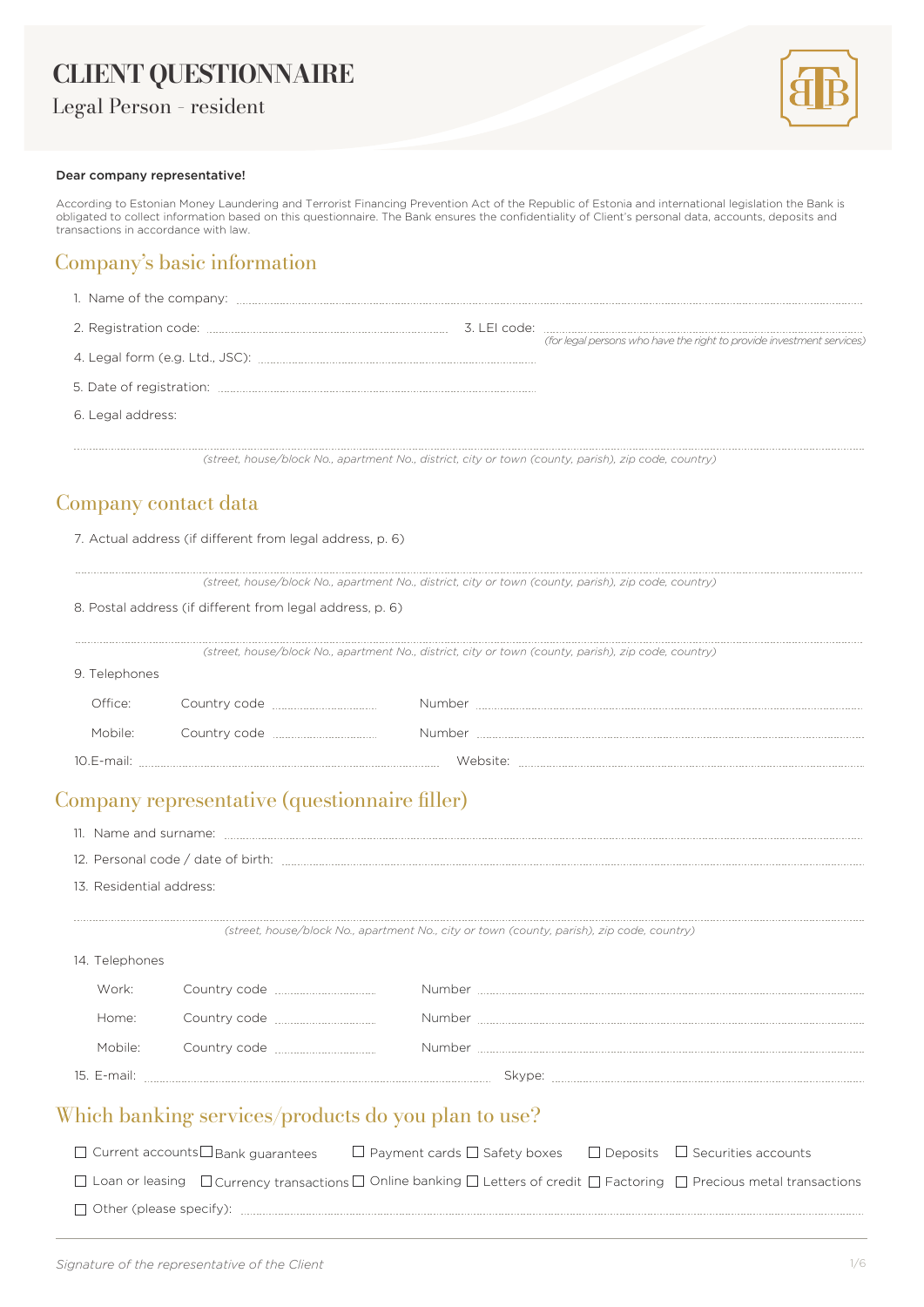# CLIENT QUESTIONNAIRE

Legal Person - resident

**Dear company representative!**

According to Estonian Money Laundering and Terrorist Financing Prevention Act of the Republic of Estonia and international legislation the Bank is obligated to collect information based on this questionnaire. The Bank ensures the confidentiality of Client's personal data, accounts, deposits and transactions in accordance with law.

## Company's basic information

1. Name of the company: ..................................................

2. Registration code: .............................. 3. LEI code: ..............................
*(for legal persons who have the right to provide investment services)*

4. Legal form (e.g. Ltd., JSC): ..............................

5. Date of registration: ..............................

6. Legal address:

..................................................
*(street, house/block No., apartment No., district, city or town (county, parish), zip code, country)*

## Company contact data

7. Actual address (if different from legal address, p. 6)

..................................................
*(street, house/block No., apartment No., district, city or town (county, parish), zip code, country)*

8. Postal address (if different from legal address, p. 6)

..................................................
*(street, house/block No., apartment No., district, city or town (county, parish), zip code, country)*

9. Telephones

Office: Country code .............. Number ..............................

Mobile: Country code .............. Number ..............................

10. E-mail: .............................. Website: ..............................

## Company representative (questionnaire filler)

11. Name and surname: ..............................

12. Personal code / date of birth: ..............................

13. Residential address:

..................................................
*(street, house/block No., apartment No., city or town (county, parish), zip code, country)*

14. Telephones

Work: Country code .............. Number ..............................

Home: Country code .............. Number ..............................

Mobile: Country code .............. Number ..............................

15. E-mail: .............................. Skype: ..............................

## Which banking services/products do you plan to use?

☐ Current accounts ☐ Bank guarantees ☐ Payment cards ☐ Safety boxes ☐ Deposits ☐ Securities accounts

☐ Loan or leasing ☐ Currency transactions ☐ Online banking ☐ Letters of credit ☐ Factoring ☐ Precious metal transactions

☐ Other (please specify): ..............................

*Signature of the representative of the Client*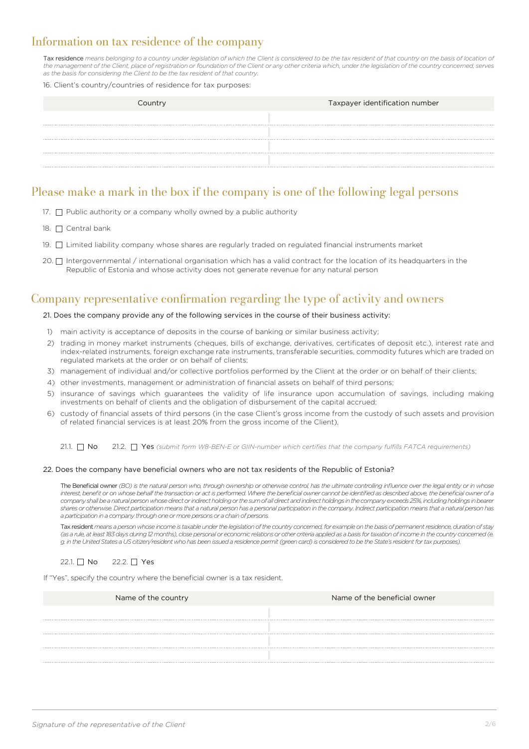## Information on tax residence of the company

**Tax residence** *means belonging to a country under legislation of which the Client is considered to be the tax resident of that country on the basis of location of the management of the Client, place of registration or foundation of the Client or any other criteria which, under the legislation of the country concerned, serves as the basis for considering the Client to be the tax resident of that country.*

16. Client's country/countries of residence for tax purposes:

| Country | Taxpayer identification number |
|---|---|
| | |
| | |
| | |
| | |

## Please make a mark in the box if the company is one of the following legal persons

17. ☐ Public authority or a company wholly owned by a public authority

18. ☐ Central bank

19. ☐ Limited liability company whose shares are regularly traded on regulated financial instruments market

20. ☐ Intergovernmental / international organisation which has a valid contract for the location of its headquarters in the Republic of Estonia and whose activity does not generate revenue for any natural person

## Company representative confirmation regarding the type of activity and owners

21. Does the company provide any of the following services in the course of their business activity:

1) main activity is acceptance of deposits in the course of banking or similar business activity;
2) trading in money market instruments (cheques, bills of exchange, derivatives, certificates of deposit etc.), interest rate and index-related instruments, foreign exchange rate instruments, transferable securities, commodity futures which are traded on regulated markets at the order or on behalf of clients;
3) management of individual and/or collective portfolios performed by the Client at the order or on behalf of their clients;
4) other investments, management or administration of financial assets on behalf of third persons;
5) insurance of savings which guarantees the validity of life insurance upon accumulation of savings, including making investments on behalf of clients and the obligation of disbursement of the capital accrued;
6) custody of financial assets of third persons (in the case Client's gross income from the custody of such assets and provision of related financial services is at least 20% from the gross income of the Client).

21.1. ☐ No   21.2. ☐ Yes *(submit form W8-BEN-E or GIIN-number which certifies that the company fulfills FATCA requirements)*

22. Does the company have beneficial owners who are not tax residents of the Republic of Estonia?

**The Beneficial owner** *(BO) is the natural person who, through ownership or otherwise control, has the ultimate controlling influence over the legal entity or in whose interest, benefit or on whose behalf the transaction or act is performed. Where the beneficial owner cannot be identified as described above, the beneficial owner of a company shall be a natural person whose direct or indirect holding or the sum of all direct and indirect holdings in the company exceeds 25%, including holdings in bearer shares or otherwise. Direct participation means that a natural person has a personal participation in the company. Indirect participation means that a natural person has a participation in a company through one or more persons or a chain of persons.*

**Tax resident** *means a person whose income is taxable under the legislation of the country concerned, for example on the basis of permanent residence, duration of stay (as a rule, at least 183 days during 12 months), close personal or economic relations or other criteria applied as a basis for taxation of income in the country concerned (e. g. in the United States a US citizen/resident who has been issued a residence permit (green card) is considered to be the State's resident for tax purposes).*

22.1. ☐ No   22.2. ☐ Yes

If "Yes", specify the country where the beneficial owner is a tax resident.

| Name of the country | Name of the beneficial owner |
|---|---|
| | |
| | |
| | |
| | |

*Signature of the representative of the Client*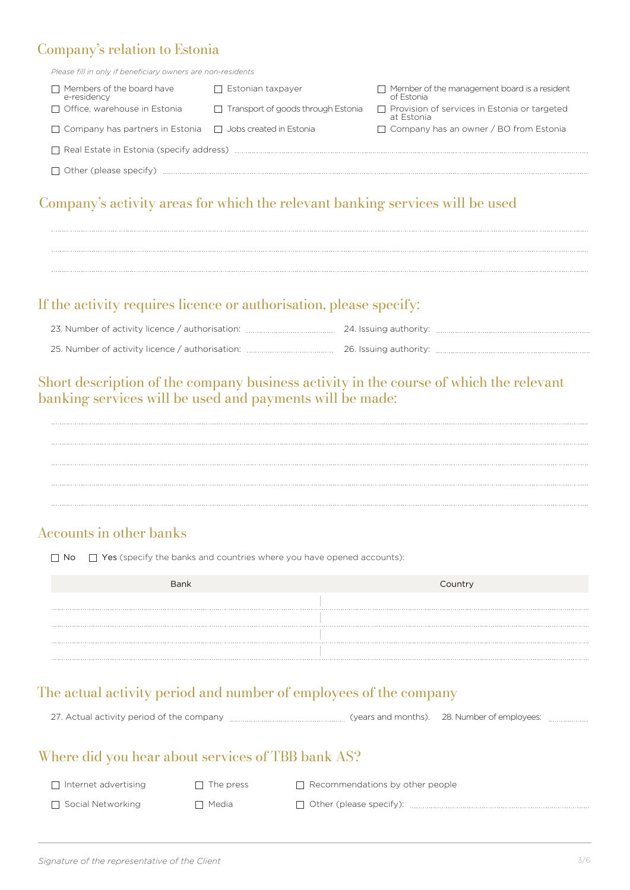## Company's relation to Estonia

*Please fill in only if beneficiary owners are non-residents*

- ☐ Members of the board have e-residency
- ☐ Estonian taxpayer
- ☐ Member of the management board is a resident of Estonia
- ☐ Office, warehouse in Estonia
- ☐ Transport of goods through Estonia
- ☐ Provision of services in Estonia or targeted at Estonia
- ☐ Company has partners in Estonia
- ☐ Jobs created in Estonia
- ☐ Company has an owner / BO from Estonia
- ☐ Real Estate in Estonia (specify address) ..........
- ☐ Other (please specify) ..........

## Company's activity areas for which the relevant banking services will be used

..........

..........

..........

## If the activity requires licence or authorisation, please specify:

23. Number of activity licence / authorisation: .......... 24. Issuing authority: ..........

25. Number of activity licence / authorisation: .......... 26. Issuing authority: ..........

## Short description of the company business activity in the course of which the relevant banking services will be used and payments will be made:

..........

..........

..........

..........

..........

## Accounts in other banks

☐ No ☐ **Yes** (specify the banks and countries where you have opened accounts):

| Bank | Country |
|---|---|
| | |
| | |
| | |
| | |

## The actual activity period and number of employees of the company

27. Actual activity period of the company .......... (years and months). 28. Number of employees: ..........

## Where did you hear about services of TBB bank AS?

- ☐ Internet advertising
- ☐ The press
- ☐ Recommendations by other people
- ☐ Social Networking
- ☐ Media
- ☐ Other (please specify): ..........

*Signature of the representative of the Client*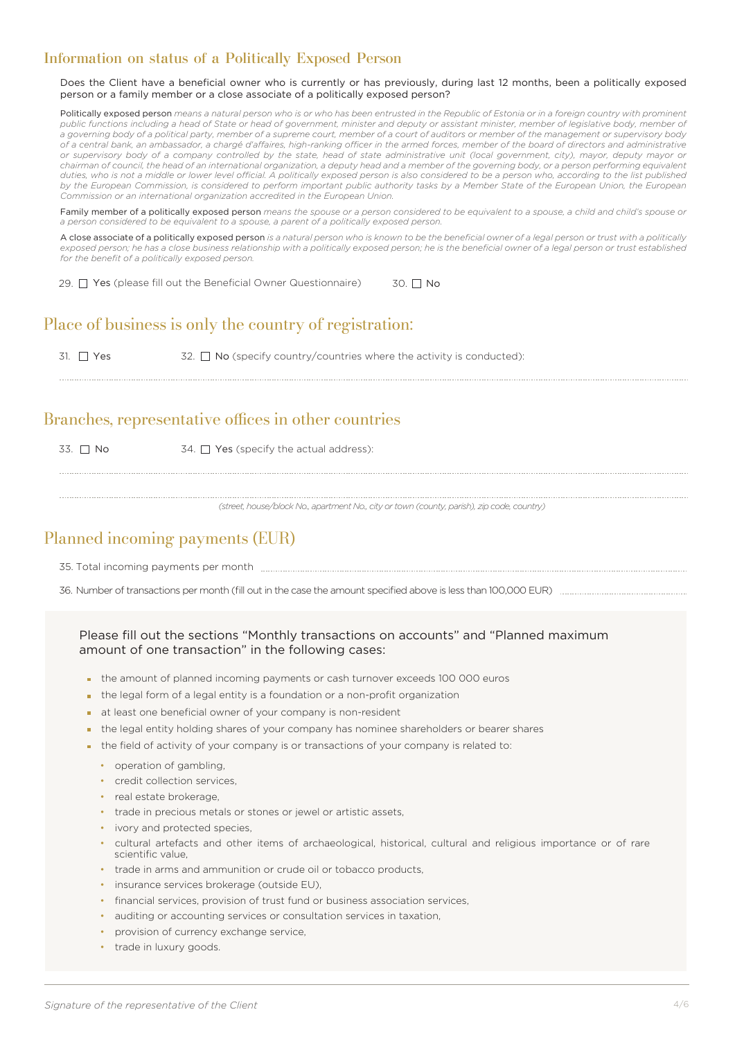## Information on status of a Politically Exposed Person

Does the Client have a beneficial owner who is currently or has previously, during last 12 months, been a politically exposed person or a family member or a close associate of a politically exposed person?

Politically exposed person *means a natural person who is or who has been entrusted in the Republic of Estonia or in a foreign country with prominent public functions including a head of State or head of government, minister and deputy or assistant minister, member of legislative body, member of a governing body of a political party, member of a supreme court, member of a court of auditors or member of the management or supervisory body of a central bank, an ambassador, a chargé d'affaires, high-ranking officer in the armed forces, member of the board of directors and administrative or supervisory body of a company controlled by the state, head of state administrative unit (local government, city), mayor, deputy mayor or chairman of council, the head of an international organization, a deputy head and a member of the governing body, or a person performing equivalent duties, who is not a middle or lower level official. A politically exposed person is also considered to be a person who, according to the list published by the European Commission, is considered to perform important public authority tasks by a Member State of the European Union, the European Commission or an international organization accredited in the European Union.*

Family member of a politically exposed person *means the spouse or a person considered to be equivalent to a spouse, a child and child's spouse or a person considered to be equivalent to a spouse, a parent of a politically exposed person.*

A close associate of a politically exposed person *is a natural person who is known to be the beneficial owner of a legal person or trust with a politically exposed person; he has a close business relationship with a politically exposed person; he is the beneficial owner of a legal person or trust established for the benefit of a politically exposed person.*

29. ☐ Yes (please fill out the Beneficial Owner Questionnaire)    30. ☐ No

## Place of business is only the country of registration:

31. ☐ Yes    32. ☐ No (specify country/countries where the activity is conducted):

........................................................................................................................

## Branches, representative offices in other countries

33. ☐ No    34. ☐ Yes (specify the actual address):

........................................................................................................................

........................................................................................................................

*(street, house/block No., apartment No., city or town (county, parish), zip code, country)*

## Planned incoming payments (EUR)

35. Total incoming payments per month ........................................................................

36. Number of transactions per month (fill out in the case the amount specified above is less than 100,000 EUR) ..........................

Please fill out the sections "Monthly transactions on accounts" and "Planned maximum amount of one transaction" in the following cases:

- the amount of planned incoming payments or cash turnover exceeds 100 000 euros
- the legal form of a legal entity is a foundation or a non-profit organization
- at least one beneficial owner of your company is non-resident
- the legal entity holding shares of your company has nominee shareholders or bearer shares
- the field of activity of your company is or transactions of your company is related to:
  - operation of gambling,
  - credit collection services,
  - real estate brokerage,
  - trade in precious metals or stones or jewel or artistic assets,
  - ivory and protected species,
  - cultural artefacts and other items of archaeological, historical, cultural and religious importance or of rare scientific value,
  - trade in arms and ammunition or crude oil or tobacco products,
  - insurance services brokerage (outside EU),
  - financial services, provision of trust fund or business association services,
  - auditing or accounting services or consultation services in taxation,
  - provision of currency exchange service,
  - trade in luxury goods.

*Signature of the representative of the Client*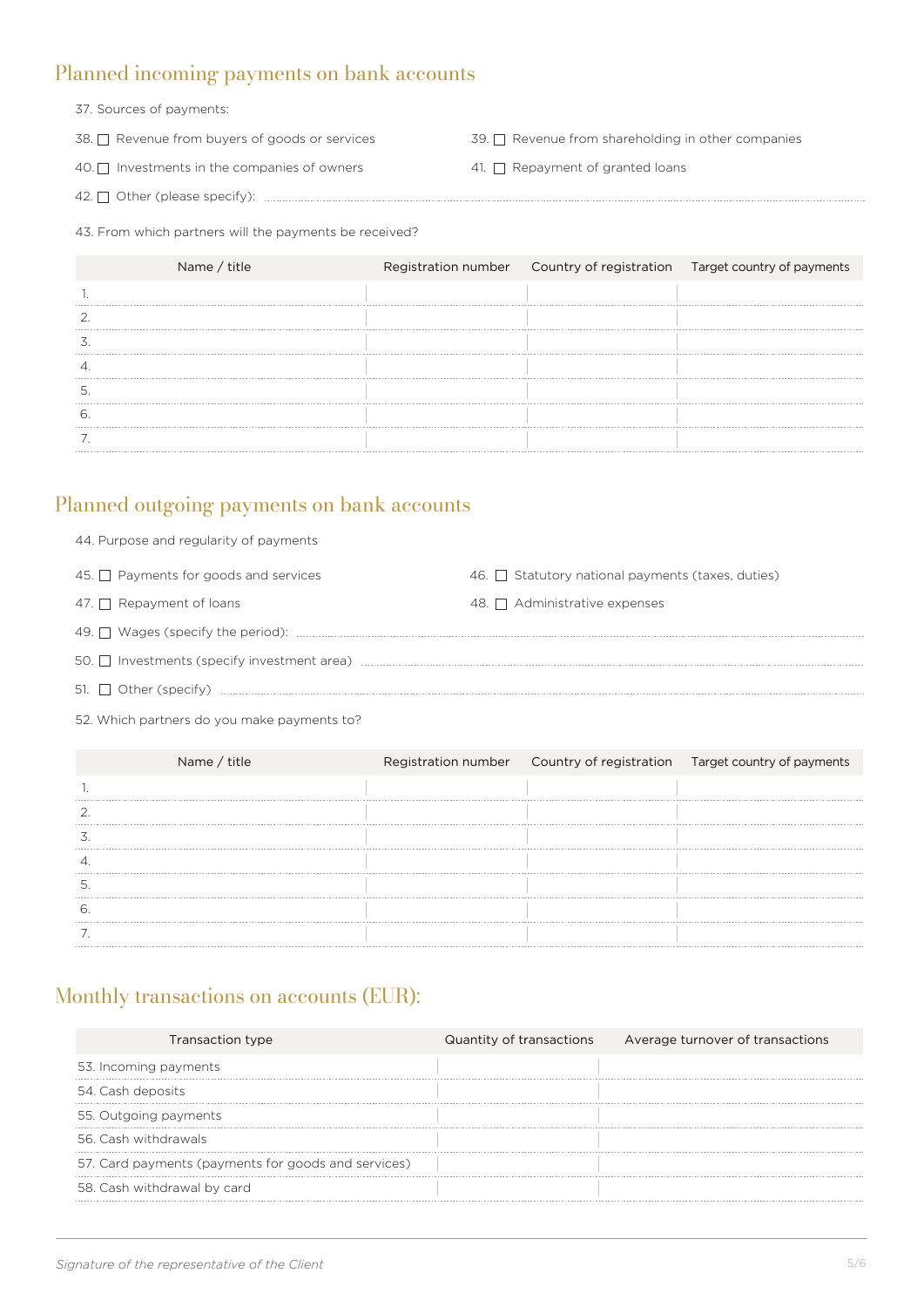## Planned incoming payments on bank accounts

37. Sources of payments:

38. ☐ Revenue from buyers of goods or services

39. ☐ Revenue from shareholding in other companies

40. ☐ Investments in the companies of owners

41. ☐ Repayment of granted loans

42. ☐ Other (please specify): ..............................

43. From which partners will the payments be received?

| Name / title | Registration number | Country of registration | Target country of payments |
|---|---|---|---|
| 1. | | | |
| 2. | | | |
| 3. | | | |
| 4. | | | |
| 5. | | | |
| 6. | | | |
| 7. | | | |

## Planned outgoing payments on bank accounts

44. Purpose and regularity of payments

45. ☐ Payments for goods and services

46. ☐ Statutory national payments (taxes, duties)

47. ☐ Repayment of loans

48. ☐ Administrative expenses

49. ☐ Wages (specify the period): ..............................

50. ☐ Investments (specify investment area) ..............................

51. ☐ Other (specify) ..............................

52. Which partners do you make payments to?

| Name / title | Registration number | Country of registration | Target country of payments |
|---|---|---|---|
| 1. | | | |
| 2. | | | |
| 3. | | | |
| 4. | | | |
| 5. | | | |
| 6. | | | |
| 7. | | | |

## Monthly transactions on accounts (EUR):

| Transaction type | Quantity of transactions | Average turnover of transactions |
|---|---|---|
| 53. Incoming payments | | |
| 54. Cash deposits | | |
| 55. Outgoing payments | | |
| 56. Cash withdrawals | | |
| 57. Card payments (payments for goods and services) | | |
| 58. Cash withdrawal by card | | |

*Signature of the representative of the Client*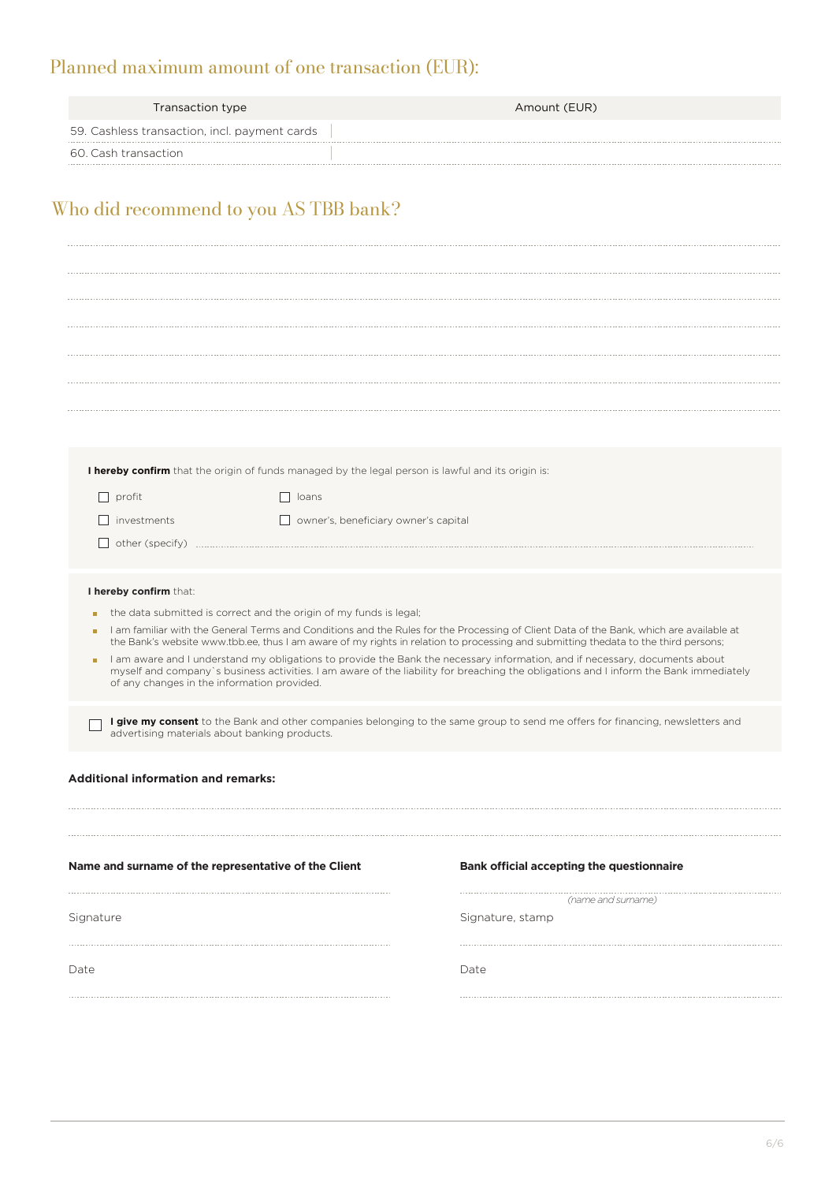## Planned maximum amount of one transaction (EUR):

| Transaction type | Amount (EUR) |
|---|---|
| 59. Cashless transaction, incl. payment cards | |
| 60. Cash transaction | |

## Who did recommend to you AS TBB bank?

**I hereby confirm** that the origin of funds managed by the legal person is lawful and its origin is:

- ☐ profit
- ☐ loans
- ☐ investments
- ☐ owner's, beneficiary owner's capital
- ☐ other (specify) ..........

**I hereby confirm** that:

- the data submitted is correct and the origin of my funds is legal;
- I am familiar with the General Terms and Conditions and the Rules for the Processing of Client Data of the Bank, which are available at the Bank's website www.tbb.ee, thus I am aware of my rights in relation to processing and submitting thedata to the third persons;
- I am aware and I understand my obligations to provide the Bank the necessary information, and if necessary, documents about myself and company`s business activities. I am aware of the liability for breaching the obligations and I inform the Bank immediately of any changes in the information provided.

☐ **I give my consent** to the Bank and other companies belonging to the same group to send me offers for financing, newsletters and advertising materials about banking products.

**Additional information and remarks:**

**Name and surname of the representative of the Client**

Signature

Date

**Bank official accepting the questionnaire**

*(name and surname)*

Signature, stamp

Date